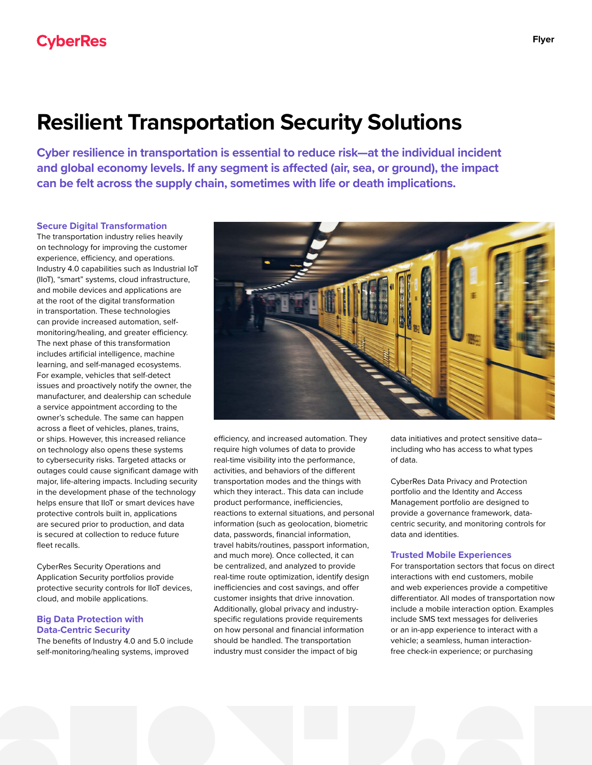CyberRes

Flyer

# Resilient Transportation Security Solutions

**Cyber resilience in transportation is essential to reduce risk—at the individual incident and global economy levels. If any segment is affected (air, sea, or ground), the impact can be felt across the supply chain, sometimes with life or death implications.**

## Secure Digital Transformation

The transportation industry relies heavily on technology for improving the customer experience, efficiency, and operations. Industry 4.0 capabilities such as Industrial IoT (IIoT), "smart" systems, cloud infrastructure, and mobile devices and applications are at the root of the digital transformation in transportation. These technologies can provide increased automation, self-monitoring/healing, and greater efficiency. The next phase of this transformation includes artificial intelligence, machine learning, and self-managed ecosystems. For example, vehicles that self-detect issues and proactively notify the owner, the manufacturer, and dealership can schedule a service appointment according to the owner's schedule. The same can happen across a fleet of vehicles, planes, trains, or ships. However, this increased reliance on technology also opens these systems to cybersecurity risks. Targeted attacks or outages could cause significant damage with major, life-altering impacts. Including security in the development phase of the technology helps ensure that IIoT or smart devices have protective controls built in, applications are secured prior to production, and data is secured at collection to reduce future fleet recalls.

CyberRes Security Operations and Application Security portfolios provide protective security controls for IIoT devices, cloud, and mobile applications.

## Big Data Protection with Data-Centric Security

The benefits of Industry 4.0 and 5.0 include self-monitoring/healing systems, improved efficiency, and increased automation. They require high volumes of data to provide real-time visibility into the performance, activities, and behaviors of the different transportation modes and the things with which they interact.. This data can include product performance, inefficiencies, reactions to external situations, and personal information (such as geolocation, biometric data, passwords, financial information, travel habits/routines, passport information, and much more). Once collected, it can be centralized, and analyzed to provide real-time route optimization, identify design inefficiencies and cost savings, and offer customer insights that drive innovation. Additionally, global privacy and industry-specific regulations provide requirements on how personal and financial information should be handled. The transportation industry must consider the impact of big data initiatives and protect sensitive data–including who has access to what types of data.

CyberRes Data Privacy and Protection portfolio and the Identity and Access Management portfolio are designed to provide a governance framework, data-centric security, and monitoring controls for data and identities.

## Trusted Mobile Experiences

For transportation sectors that focus on direct interactions with end customers, mobile and web experiences provide a competitive differentiator. All modes of transportation now include a mobile interaction option. Examples include SMS text messages for deliveries or an in-app experience to interact with a vehicle; a seamless, human interaction-free check-in experience; or purchasing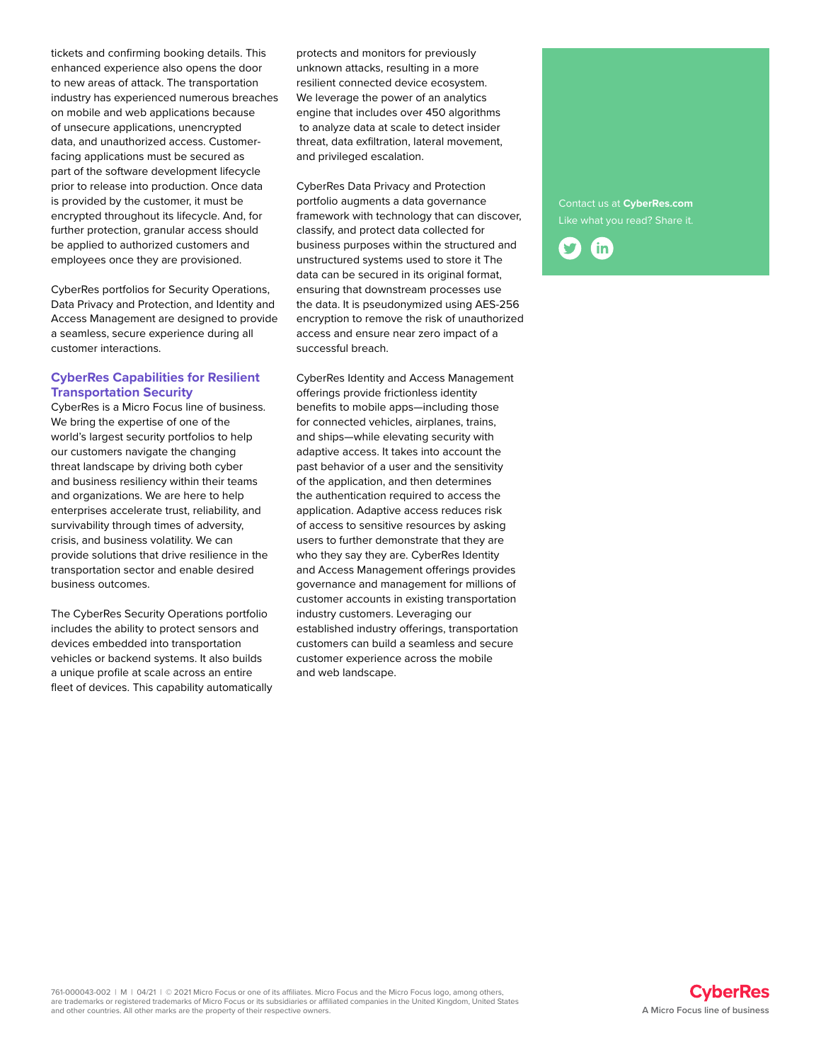tickets and confirming booking details. This enhanced experience also opens the door to new areas of attack. The transportation industry has experienced numerous breaches on mobile and web applications because of unsecure applications, unencrypted data, and unauthorized access. Customer-facing applications must be secured as part of the software development lifecycle prior to release into production. Once data is provided by the customer, it must be encrypted throughout its lifecycle. And, for further protection, granular access should be applied to authorized customers and employees once they are provisioned.

CyberRes portfolios for Security Operations, Data Privacy and Protection, and Identity and Access Management are designed to provide a seamless, secure experience during all customer interactions.

### CyberRes Capabilities for Resilient Transportation Security

CyberRes is a Micro Focus line of business. We bring the expertise of one of the world's largest security portfolios to help our customers navigate the changing threat landscape by driving both cyber and business resiliency within their teams and organizations. We are here to help enterprises accelerate trust, reliability, and survivability through times of adversity, crisis, and business volatility. We can provide solutions that drive resilience in the transportation sector and enable desired business outcomes.

The CyberRes Security Operations portfolio includes the ability to protect sensors and devices embedded into transportation vehicles or backend systems. It also builds a unique profile at scale across an entire fleet of devices. This capability automatically protects and monitors for previously unknown attacks, resulting in a more resilient connected device ecosystem. We leverage the power of an analytics engine that includes over 450 algorithms to analyze data at scale to detect insider threat, data exfiltration, lateral movement, and privileged escalation.

CyberRes Data Privacy and Protection portfolio augments a data governance framework with technology that can discover, classify, and protect data collected for business purposes within the structured and unstructured systems used to store it The data can be secured in its original format, ensuring that downstream processes use the data. It is pseudonymized using AES-256 encryption to remove the risk of unauthorized access and ensure near zero impact of a successful breach.

CyberRes Identity and Access Management offerings provide frictionless identity benefits to mobile apps—including those for connected vehicles, airplanes, trains, and ships—while elevating security with adaptive access. It takes into account the past behavior of a user and the sensitivity of the application, and then determines the authentication required to access the application. Adaptive access reduces risk of access to sensitive resources by asking users to further demonstrate that they are who they say they are. CyberRes Identity and Access Management offerings provides governance and management for millions of customer accounts in existing transportation industry customers. Leveraging our established industry offerings, transportation customers can build a seamless and secure customer experience across the mobile and web landscape.

Contact us at **CyberRes.com**
Like what you read? Share it.

761-000043-002 | M | 04/21 | © 2021 Micro Focus or one of its affiliates. Micro Focus and the Micro Focus logo, among others, are trademarks or registered trademarks of Micro Focus or its subsidiaries or affiliated companies in the United Kingdom, United States and other countries. All other marks are the property of their respective owners.

**CyberRes**
A Micro Focus line of business